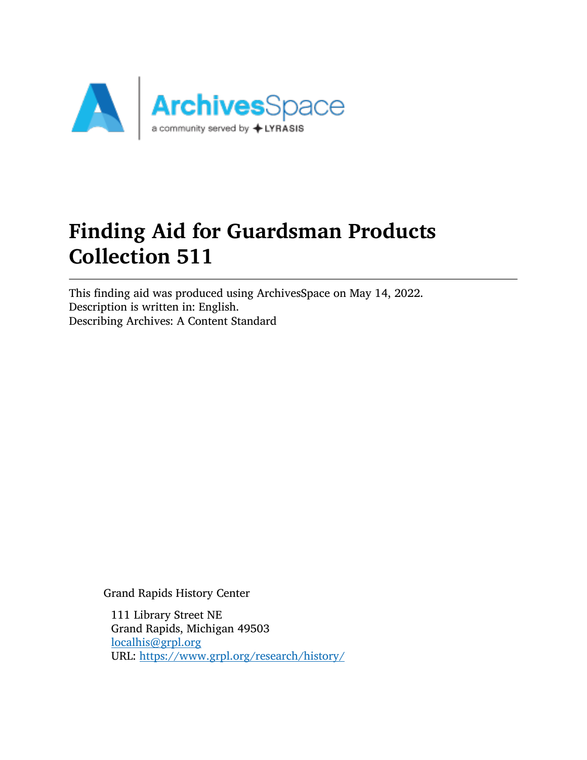# Finding Aid for Guardsman Products Collection 511

This finding aid was produced using ArchivesSpace on May 14, 2022.
Description is written in: English.
Describing Archives: A Content Standard

Grand Rapids History Center

111 Library Street NE
Grand Rapids, Michigan 49503
localhis@grpl.org
URL: https://www.grpl.org/research/history/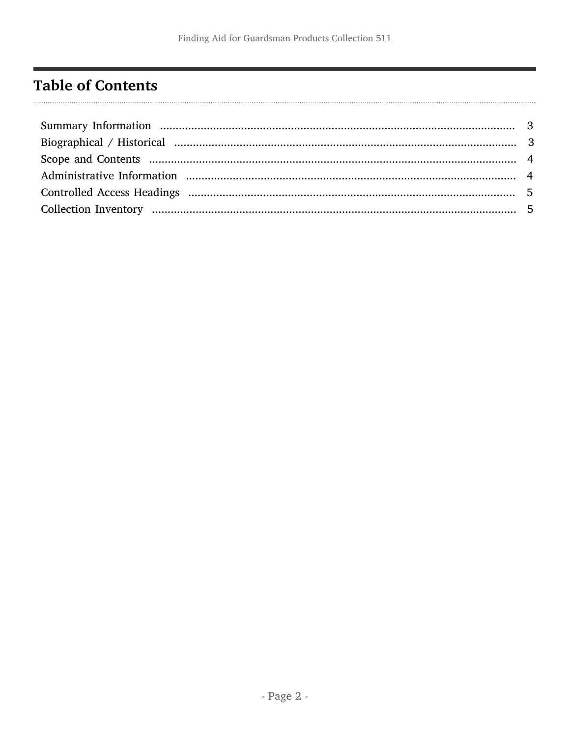## Table of Contents

- Summary Information ..................................... 3
- Biographical / Historical ..................................... 3
- Scope and Contents ..................................... 4
- Administrative Information ..................................... 4
- Controlled Access Headings ..................................... 5
- Collection Inventory ..................................... 5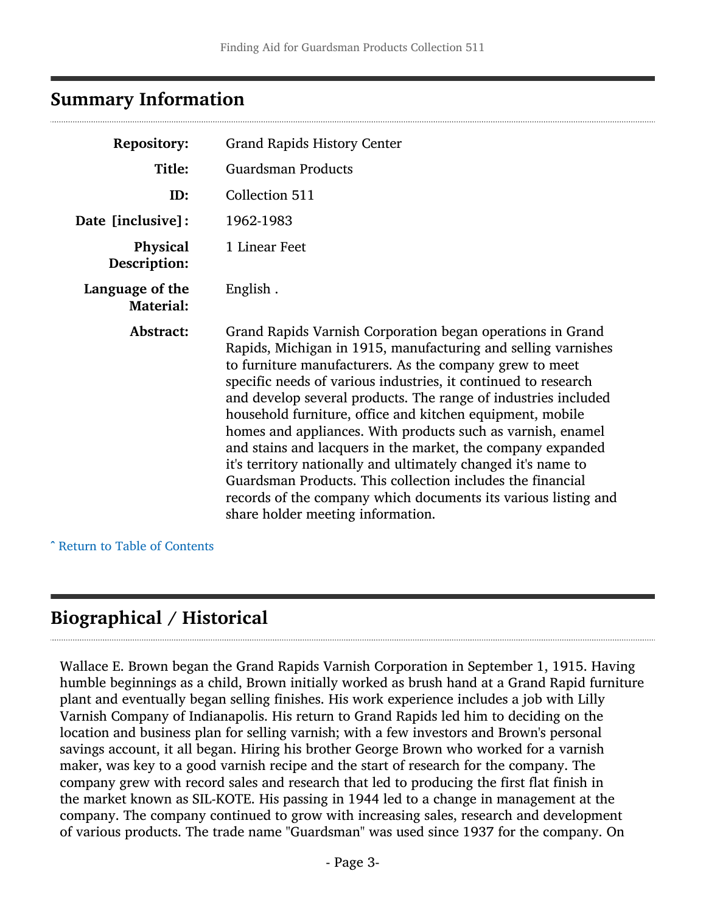## Summary Information

| | |
|---|---|
| **Repository:** | Grand Rapids History Center |
| **Title:** | Guardsman Products |
| **ID:** | Collection 511 |
| **Date [inclusive]:** | 1962-1983 |
| **Physical Description:** | 1 Linear Feet |
| **Language of the Material:** | English . |
| **Abstract:** | Grand Rapids Varnish Corporation began operations in Grand Rapids, Michigan in 1915, manufacturing and selling varnishes to furniture manufacturers. As the company grew to meet specific needs of various industries, it continued to research and develop several products. The range of industries included household furniture, office and kitchen equipment, mobile homes and appliances. With products such as varnish, enamel and stains and lacquers in the market, the company expanded it's territory nationally and ultimately changed it's name to Guardsman Products. This collection includes the financial records of the company which documents its various listing and share holder meeting information. |

ˆ Return to Table of Contents

## Biographical / Historical

Wallace E. Brown began the Grand Rapids Varnish Corporation in September 1, 1915. Having humble beginnings as a child, Brown initially worked as brush hand at a Grand Rapid furniture plant and eventually began selling finishes. His work experience includes a job with Lilly Varnish Company of Indianapolis. His return to Grand Rapids led him to deciding on the location and business plan for selling varnish; with a few investors and Brown's personal savings account, it all began. Hiring his brother George Brown who worked for a varnish maker, was key to a good varnish recipe and the start of research for the company. The company grew with record sales and research that led to producing the first flat finish in the market known as SIL-KOTE. His passing in 1944 led to a change in management at the company. The company continued to grow with increasing sales, research and development of various products. The trade name "Guardsman" was used since 1937 for the company. On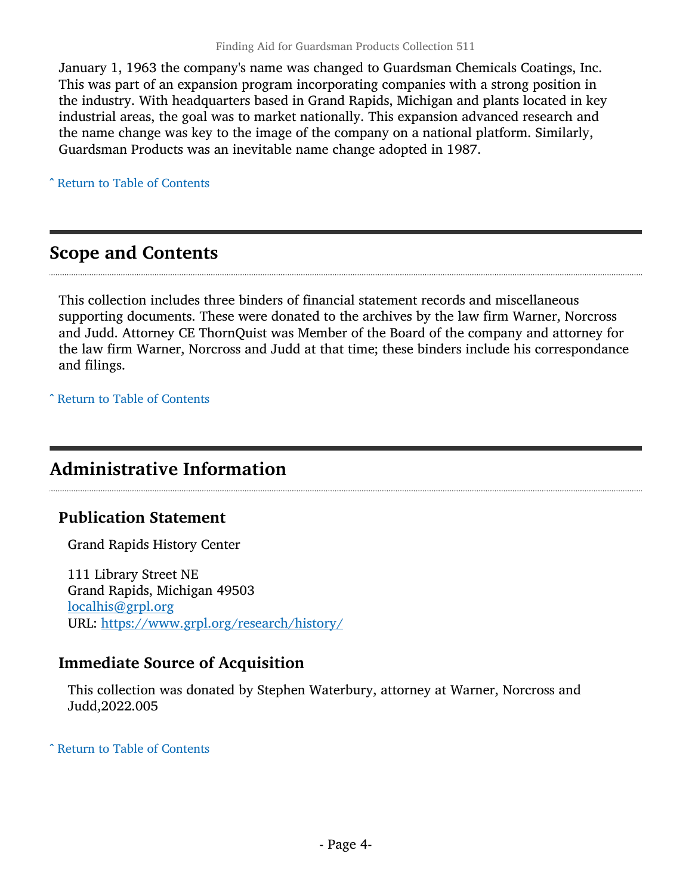January 1, 1963 the company's name was changed to Guardsman Chemicals Coatings, Inc. This was part of an expansion program incorporating companies with a strong position in the industry. With headquarters based in Grand Rapids, Michigan and plants located in key industrial areas, the goal was to market nationally. This expansion advanced research and the name change was key to the image of the company on a national platform. Similarly, Guardsman Products was an inevitable name change adopted in 1987.

ˆ Return to Table of Contents

## Scope and Contents

This collection includes three binders of financial statement records and miscellaneous supporting documents. These were donated to the archives by the law firm Warner, Norcross and Judd. Attorney CE ThornQuist was Member of the Board of the company and attorney for the law firm Warner, Norcross and Judd at that time; these binders include his correspondance and filings.

ˆ Return to Table of Contents

## Administrative Information

### Publication Statement

Grand Rapids History Center

111 Library Street NE
Grand Rapids, Michigan 49503
localhis@grpl.org
URL: https://www.grpl.org/research/history/

### Immediate Source of Acquisition

This collection was donated by Stephen Waterbury, attorney at Warner, Norcross and Judd,2022.005

ˆ Return to Table of Contents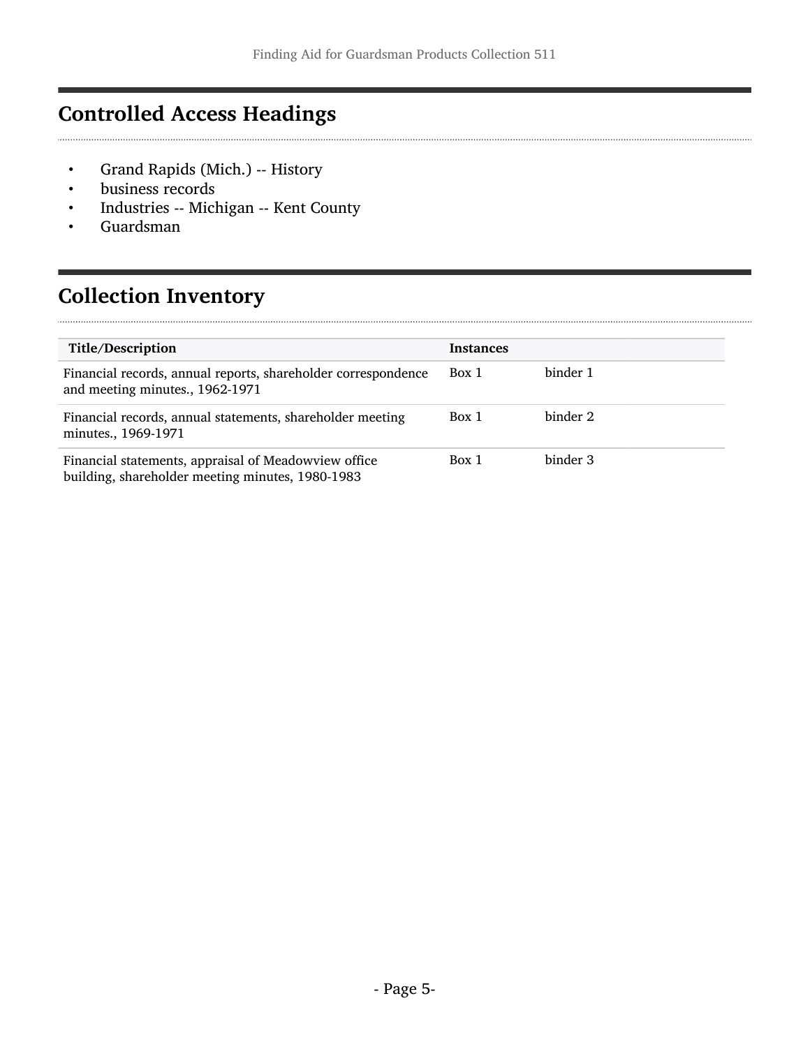## Controlled Access Headings

- Grand Rapids (Mich.) -- History
- business records
- Industries -- Michigan -- Kent County
- Guardsman

## Collection Inventory

| Title/Description | Instances | |
|---|---|---|
| Financial records, annual reports, shareholder correspondence and meeting minutes., 1962-1971 | Box 1 | binder 1 |
| Financial records, annual statements, shareholder meeting minutes., 1969-1971 | Box 1 | binder 2 |
| Financial statements, appraisal of Meadowview office building, shareholder meeting minutes, 1980-1983 | Box 1 | binder 3 |